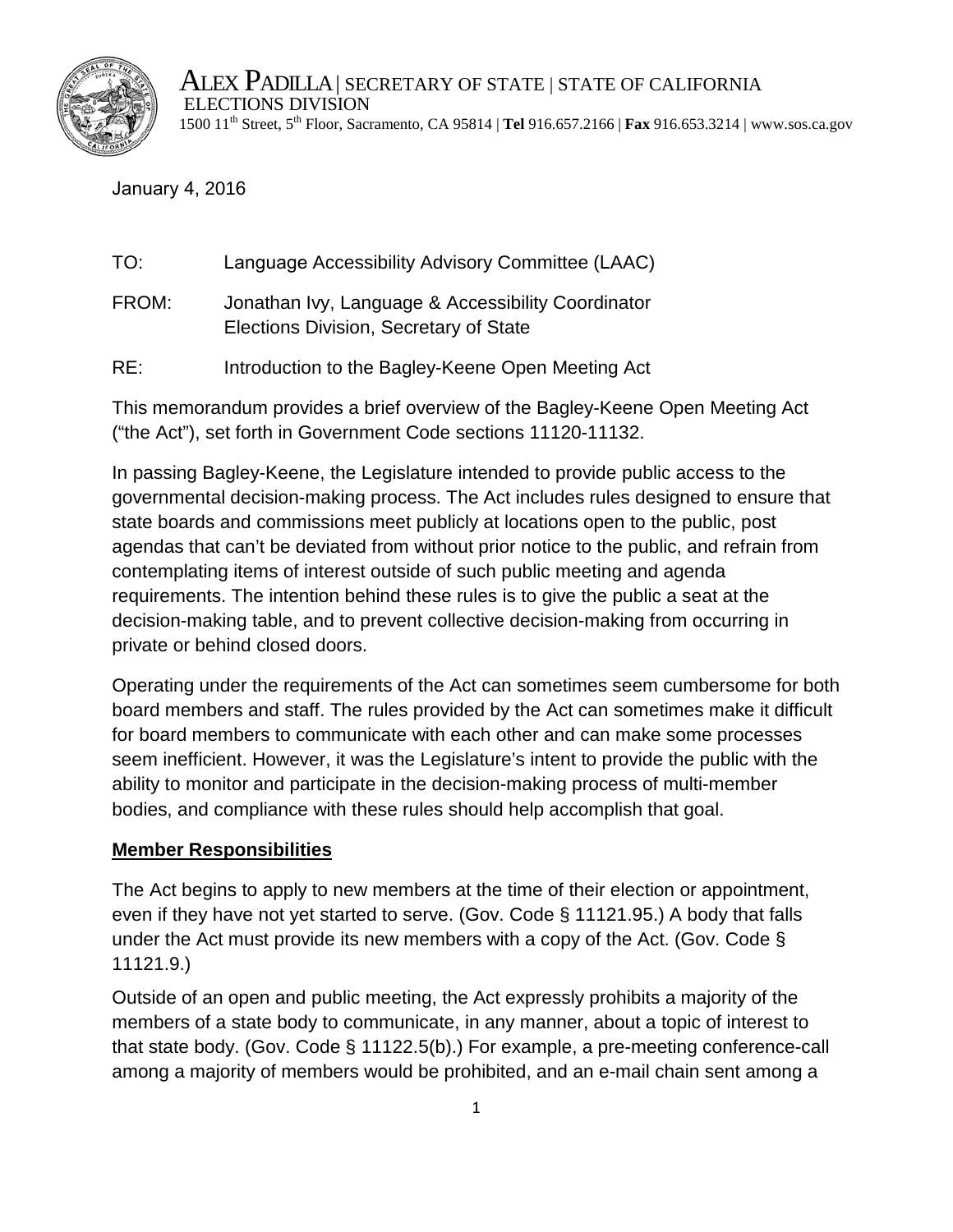ALEX PADILLA | SECRETARY OF STATE | STATE OF CALIFORNIA
ELECTIONS DIVISION
1500 11th Street, 5th Floor, Sacramento, CA 95814 | **Tel** 916.657.2166 | **Fax** 916.653.3214 | www.sos.ca.gov

January 4, 2016

TO: Language Accessibility Advisory Committee (LAAC)

FROM: Jonathan Ivy, Language & Accessibility Coordinator
Elections Division, Secretary of State

RE: Introduction to the Bagley-Keene Open Meeting Act

This memorandum provides a brief overview of the Bagley-Keene Open Meeting Act ("the Act"), set forth in Government Code sections 11120-11132.

In passing Bagley-Keene, the Legislature intended to provide public access to the governmental decision-making process. The Act includes rules designed to ensure that state boards and commissions meet publicly at locations open to the public, post agendas that can't be deviated from without prior notice to the public, and refrain from contemplating items of interest outside of such public meeting and agenda requirements. The intention behind these rules is to give the public a seat at the decision-making table, and to prevent collective decision-making from occurring in private or behind closed doors.

Operating under the requirements of the Act can sometimes seem cumbersome for both board members and staff. The rules provided by the Act can sometimes make it difficult for board members to communicate with each other and can make some processes seem inefficient. However, it was the Legislature's intent to provide the public with the ability to monitor and participate in the decision-making process of multi-member bodies, and compliance with these rules should help accomplish that goal.

**Member Responsibilities**

The Act begins to apply to new members at the time of their election or appointment, even if they have not yet started to serve. (Gov. Code § 11121.95.) A body that falls under the Act must provide its new members with a copy of the Act. (Gov. Code § 11121.9.)

Outside of an open and public meeting, the Act expressly prohibits a majority of the members of a state body to communicate, in any manner, about a topic of interest to that state body. (Gov. Code § 11122.5(b).) For example, a pre-meeting conference-call among a majority of members would be prohibited, and an e-mail chain sent among a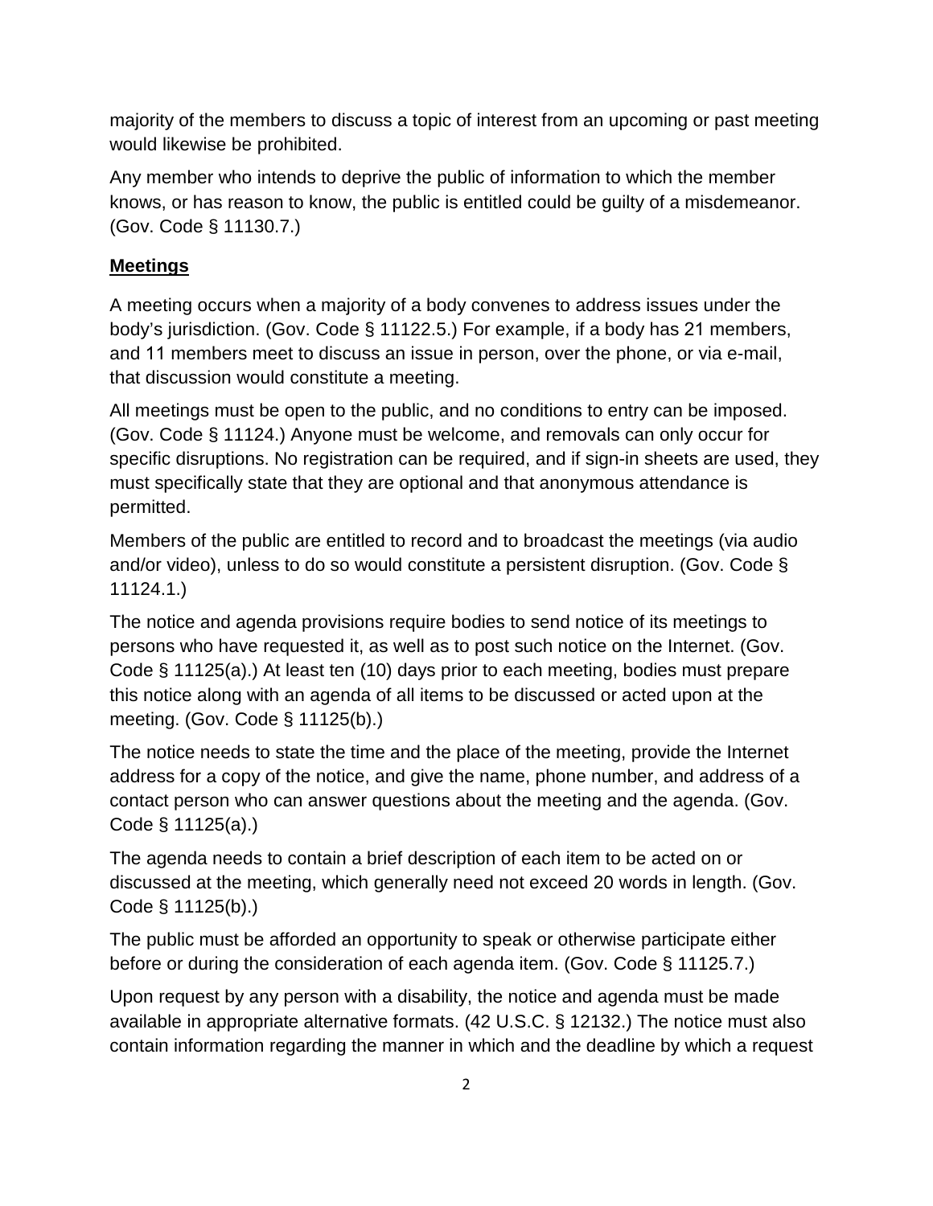majority of the members to discuss a topic of interest from an upcoming or past meeting would likewise be prohibited.

Any member who intends to deprive the public of information to which the member knows, or has reason to know, the public is entitled could be guilty of a misdemeanor. (Gov. Code § 11130.7.)

## Meetings

A meeting occurs when a majority of a body convenes to address issues under the body's jurisdiction. (Gov. Code § 11122.5.) For example, if a body has 21 members, and 11 members meet to discuss an issue in person, over the phone, or via e-mail, that discussion would constitute a meeting.

All meetings must be open to the public, and no conditions to entry can be imposed. (Gov. Code § 11124.) Anyone must be welcome, and removals can only occur for specific disruptions. No registration can be required, and if sign-in sheets are used, they must specifically state that they are optional and that anonymous attendance is permitted.

Members of the public are entitled to record and to broadcast the meetings (via audio and/or video), unless to do so would constitute a persistent disruption. (Gov. Code § 11124.1.)

The notice and agenda provisions require bodies to send notice of its meetings to persons who have requested it, as well as to post such notice on the Internet. (Gov. Code § 11125(a).) At least ten (10) days prior to each meeting, bodies must prepare this notice along with an agenda of all items to be discussed or acted upon at the meeting. (Gov. Code § 11125(b).)

The notice needs to state the time and the place of the meeting, provide the Internet address for a copy of the notice, and give the name, phone number, and address of a contact person who can answer questions about the meeting and the agenda. (Gov. Code § 11125(a).)

The agenda needs to contain a brief description of each item to be acted on or discussed at the meeting, which generally need not exceed 20 words in length. (Gov. Code § 11125(b).)

The public must be afforded an opportunity to speak or otherwise participate either before or during the consideration of each agenda item. (Gov. Code § 11125.7.)

Upon request by any person with a disability, the notice and agenda must be made available in appropriate alternative formats. (42 U.S.C. § 12132.) The notice must also contain information regarding the manner in which and the deadline by which a request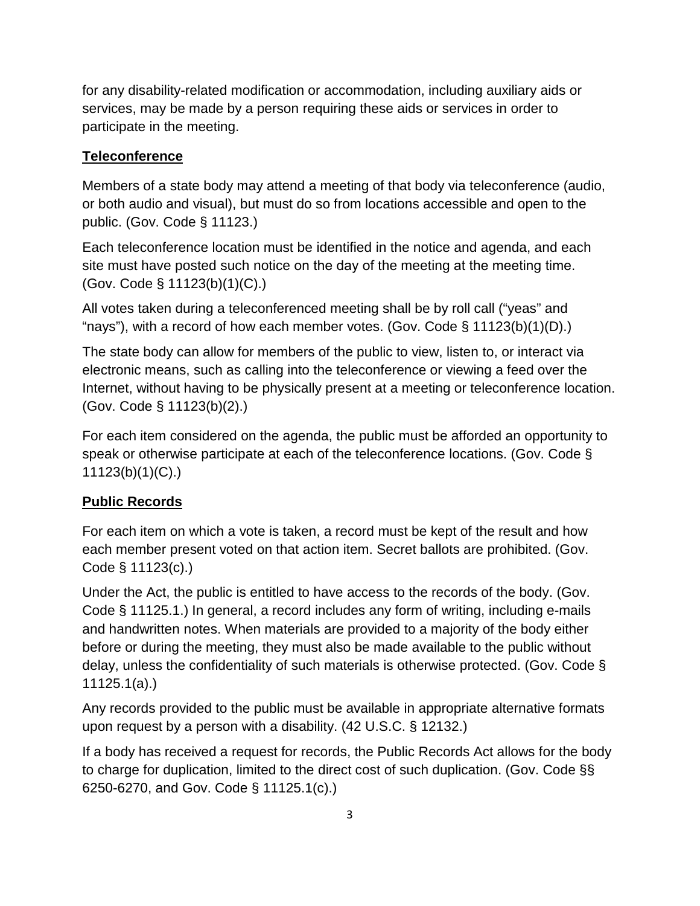for any disability-related modification or accommodation, including auxiliary aids or services, may be made by a person requiring these aids or services in order to participate in the meeting.

## Teleconference

Members of a state body may attend a meeting of that body via teleconference (audio, or both audio and visual), but must do so from locations accessible and open to the public. (Gov. Code § 11123.)

Each teleconference location must be identified in the notice and agenda, and each site must have posted such notice on the day of the meeting at the meeting time. (Gov. Code § 11123(b)(1)(C).)

All votes taken during a teleconferenced meeting shall be by roll call ("yeas" and "nays"), with a record of how each member votes. (Gov. Code § 11123(b)(1)(D).)

The state body can allow for members of the public to view, listen to, or interact via electronic means, such as calling into the teleconference or viewing a feed over the Internet, without having to be physically present at a meeting or teleconference location. (Gov. Code § 11123(b)(2).)

For each item considered on the agenda, the public must be afforded an opportunity to speak or otherwise participate at each of the teleconference locations. (Gov. Code § 11123(b)(1)(C).)

## Public Records

For each item on which a vote is taken, a record must be kept of the result and how each member present voted on that action item. Secret ballots are prohibited. (Gov. Code § 11123(c).)

Under the Act, the public is entitled to have access to the records of the body. (Gov. Code § 11125.1.) In general, a record includes any form of writing, including e-mails and handwritten notes. When materials are provided to a majority of the body either before or during the meeting, they must also be made available to the public without delay, unless the confidentiality of such materials is otherwise protected. (Gov. Code § 11125.1(a).)

Any records provided to the public must be available in appropriate alternative formats upon request by a person with a disability. (42 U.S.C. § 12132.)

If a body has received a request for records, the Public Records Act allows for the body to charge for duplication, limited to the direct cost of such duplication. (Gov. Code §§ 6250-6270, and Gov. Code § 11125.1(c).)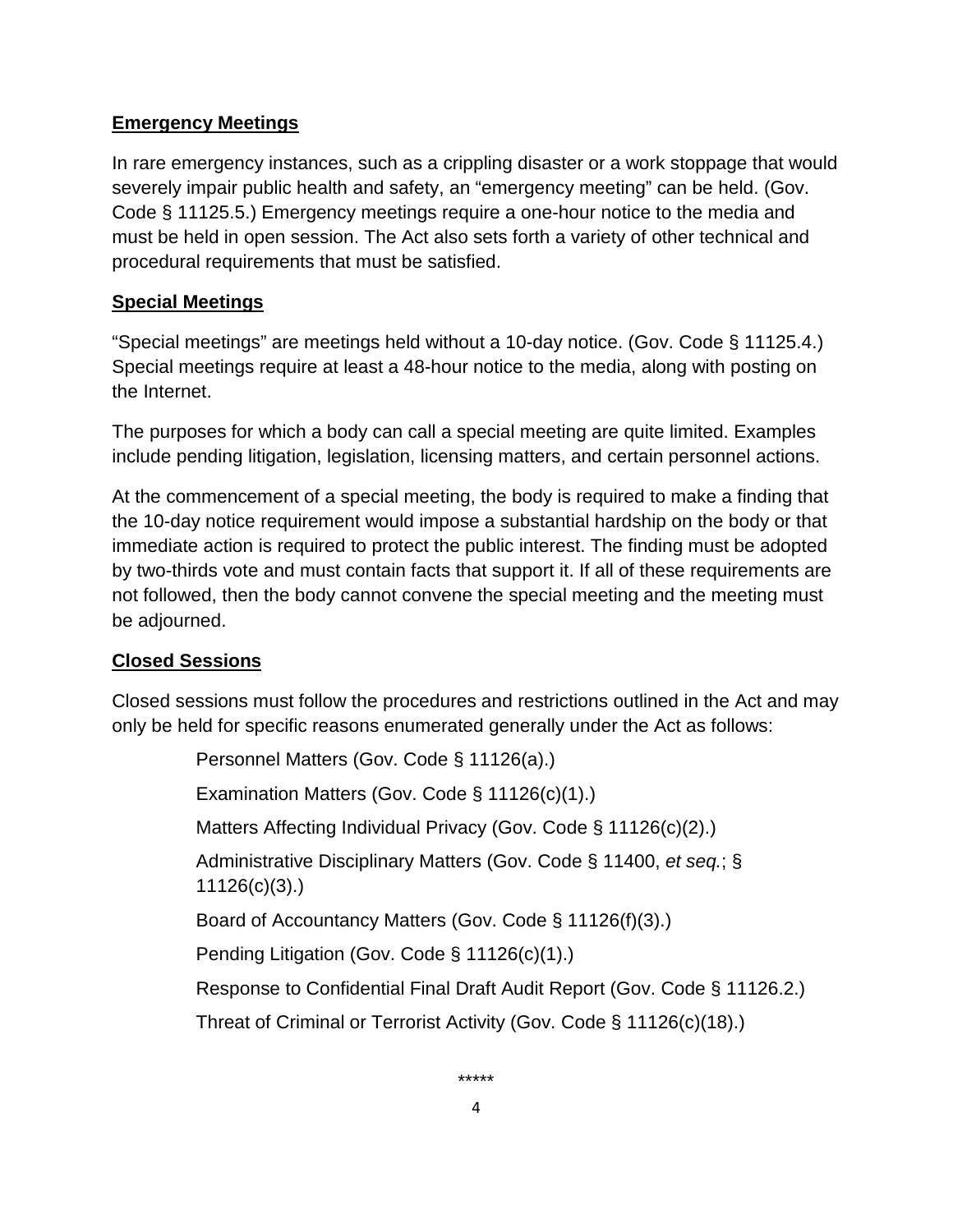## Emergency Meetings

In rare emergency instances, such as a crippling disaster or a work stoppage that would severely impair public health and safety, an "emergency meeting" can be held. (Gov. Code § 11125.5.) Emergency meetings require a one-hour notice to the media and must be held in open session. The Act also sets forth a variety of other technical and procedural requirements that must be satisfied.

## Special Meetings

"Special meetings" are meetings held without a 10-day notice. (Gov. Code § 11125.4.) Special meetings require at least a 48-hour notice to the media, along with posting on the Internet.

The purposes for which a body can call a special meeting are quite limited. Examples include pending litigation, legislation, licensing matters, and certain personnel actions.

At the commencement of a special meeting, the body is required to make a finding that the 10-day notice requirement would impose a substantial hardship on the body or that immediate action is required to protect the public interest. The finding must be adopted by two-thirds vote and must contain facts that support it. If all of these requirements are not followed, then the body cannot convene the special meeting and the meeting must be adjourned.

## Closed Sessions

Closed sessions must follow the procedures and restrictions outlined in the Act and may only be held for specific reasons enumerated generally under the Act as follows:

Personnel Matters (Gov. Code § 11126(a).)

Examination Matters (Gov. Code § 11126(c)(1).)

Matters Affecting Individual Privacy (Gov. Code § 11126(c)(2).)

Administrative Disciplinary Matters (Gov. Code § 11400, *et seq.*; § 11126(c)(3).)

Board of Accountancy Matters (Gov. Code § 11126(f)(3).)

Pending Litigation (Gov. Code § 11126(c)(1).)

Response to Confidential Final Draft Audit Report (Gov. Code § 11126.2.)

Threat of Criminal or Terrorist Activity (Gov. Code § 11126(c)(18).)

*****